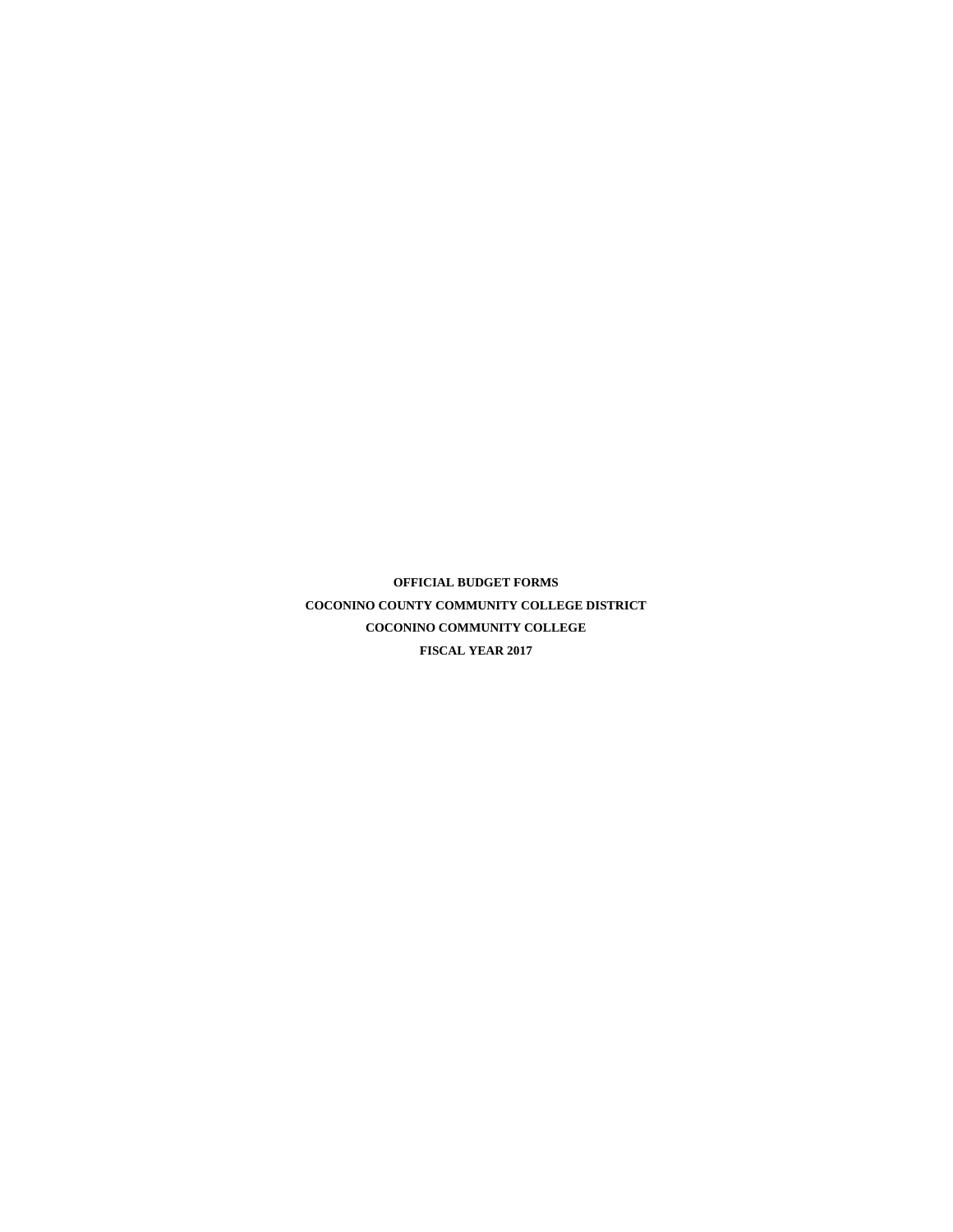**OFFICIAL BUDGET FORMS**

**COCONINO COUNTY COMMUNITY COLLEGE DISTRICT**

**COCONINO COMMUNITY COLLEGE**

**FISCAL YEAR 2017**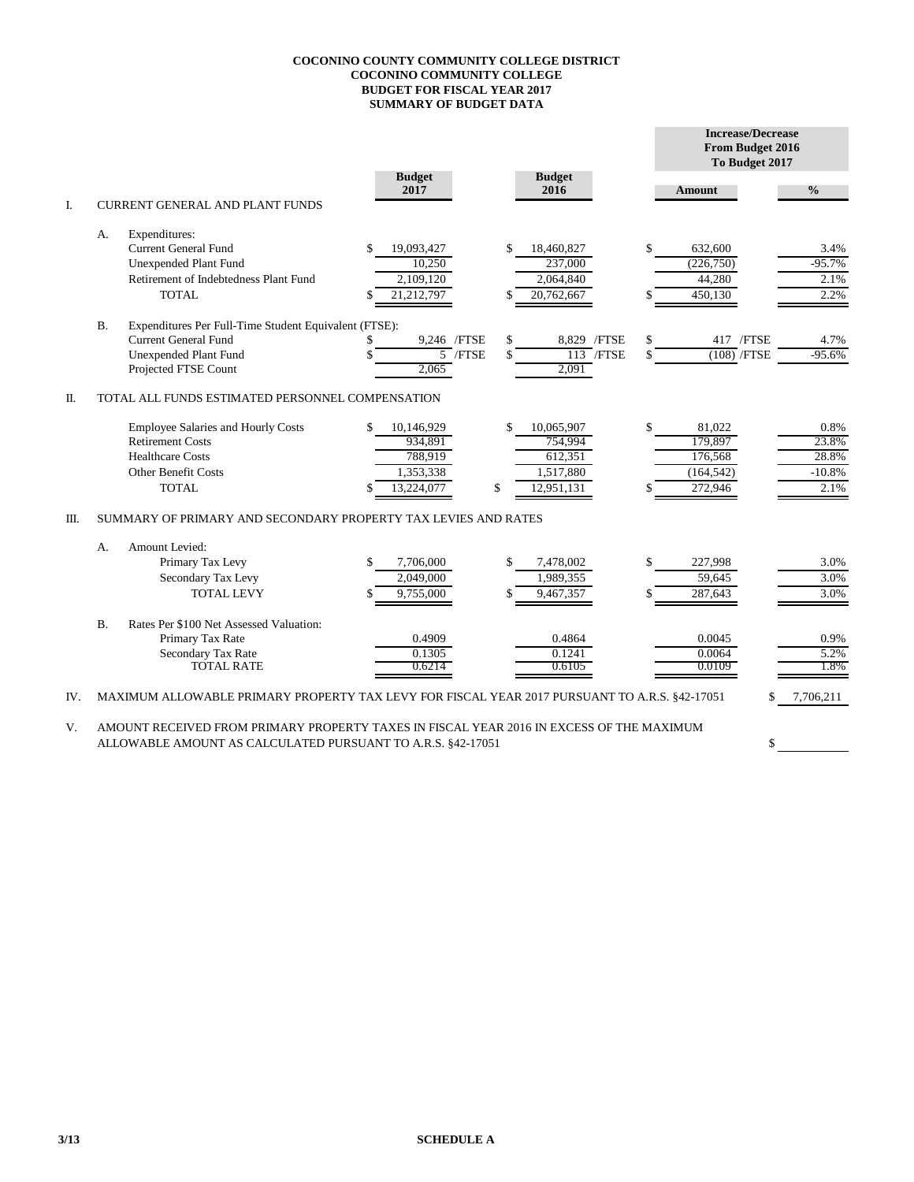**COCONINO COUNTY COMMUNITY COLLEGE DISTRICT**
**COCONINO COMMUNITY COLLEGE**
**BUDGET FOR FISCAL YEAR 2017**
**SUMMARY OF BUDGET DATA**

| | | | Budget 2017 | Budget 2016 | Increase/Decrease From Budget 2016 To Budget 2017 Amount | % |
|---|---|---|---|---|---|---|
| I. | CURRENT GENERAL AND PLANT FUNDS | | | | | |
| | A. | Expenditures: | | | | |
| | | Current General Fund | $ 19,093,427 | $ 18,460,827 | $ 632,600 | 3.4% |
| | | Unexpended Plant Fund | 10,250 | 237,000 | (226,750) | -95.7% |
| | | Retirement of Indebtedness Plant Fund | 2,109,120 | 2,064,840 | 44,280 | 2.1% |
| | | TOTAL | $ 21,212,797 | $ 20,762,667 | $ 450,130 | 2.2% |
| | B. | Expenditures Per Full-Time Student Equivalent (FTSE): | | | | |
| | | Current General Fund | $ 9,246 /FTSE | $ 8,829 /FTSE | $ 417 /FTSE | 4.7% |
| | | Unexpended Plant Fund | $ 5 /FTSE | $ 113 /FTSE | $ (108) /FTSE | -95.6% |
| | | Projected FTSE Count | 2,065 | 2,091 | | |
| II. | TOTAL ALL FUNDS ESTIMATED PERSONNEL COMPENSATION | | | | | |
| | | Employee Salaries and Hourly Costs | $ 10,146,929 | $ 10,065,907 | $ 81,022 | 0.8% |
| | | Retirement Costs | 934,891 | 754,994 | 179,897 | 23.8% |
| | | Healthcare Costs | 788,919 | 612,351 | 176,568 | 28.8% |
| | | Other Benefit Costs | 1,353,338 | 1,517,880 | (164,542) | -10.8% |
| | | TOTAL | $ 13,224,077 | $ 12,951,131 | $ 272,946 | 2.1% |
| III. | SUMMARY OF PRIMARY AND SECONDARY PROPERTY TAX LEVIES AND RATES | | | | | |
| | A. | Amount Levied: | | | | |
| | | Primary Tax Levy | $ 7,706,000 | $ 7,478,002 | $ 227,998 | 3.0% |
| | | Secondary Tax Levy | 2,049,000 | 1,989,355 | 59,645 | 3.0% |
| | | TOTAL LEVY | $ 9,755,000 | $ 9,467,357 | $ 287,643 | 3.0% |
| | B. | Rates Per $100 Net Assessed Valuation: | | | | |
| | | Primary Tax Rate | 0.4909 | 0.4864 | 0.0045 | 0.9% |
| | | Secondary Tax Rate | 0.1305 | 0.1241 | 0.0064 | 5.2% |
| | | TOTAL RATE | 0.6214 | 0.6105 | 0.0109 | 1.8% |

IV. MAXIMUM ALLOWABLE PRIMARY PROPERTY TAX LEVY FOR FISCAL YEAR 2017 PURSUANT TO A.R.S. §42-17051 $ 7,706,211

V. AMOUNT RECEIVED FROM PRIMARY PROPERTY TAXES IN FISCAL YEAR 2016 IN EXCESS OF THE MAXIMUM ALLOWABLE AMOUNT AS CALCULATED PURSUANT TO A.R.S. §42-17051 $

3/13 **SCHEDULE A**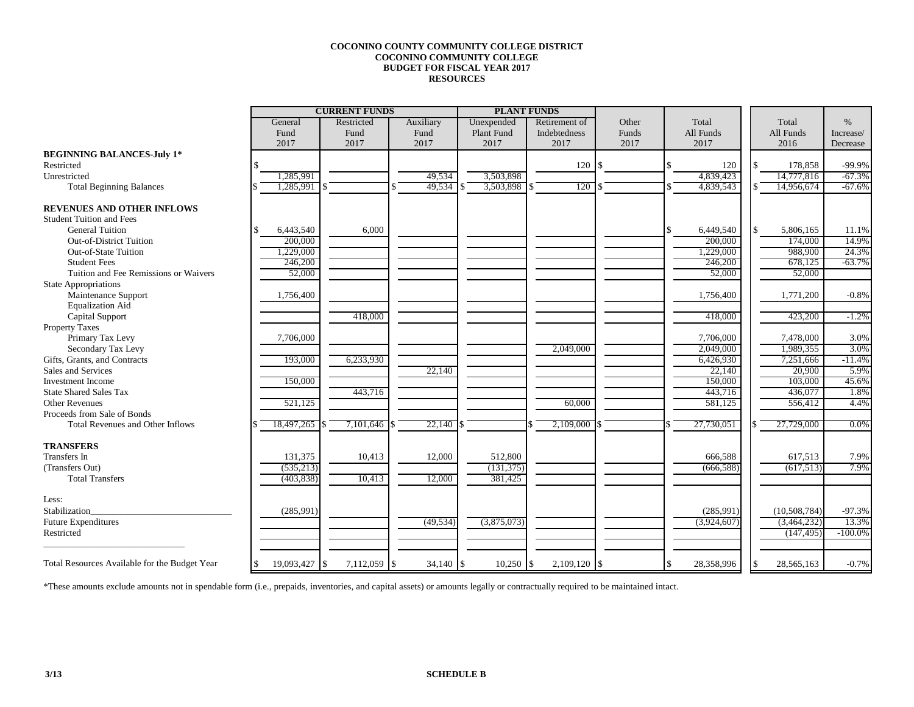**COCONINO COUNTY COMMUNITY COLLEGE DISTRICT**
**COCONINO COMMUNITY COLLEGE**
**BUDGET FOR FISCAL YEAR 2017**
**RESOURCES**

| | CURRENT FUNDS | | | PLANT FUNDS | | | | | |
|---|---|---|---|---|---|---|---|---|---|
| | General Fund 2017 | Restricted Fund 2017 | Auxiliary Fund 2017 | Unexpended Plant Fund 2017 | Retirement of Indebtedness 2017 | Other Funds 2017 | Total All Funds 2017 | Total All Funds 2016 | % Increase/ Decrease |
| **BEGINNING BALANCES-July 1*** | | | | | | | | | |
| Restricted | $ | | | | 120 | $ | $ 120 | $ 178,858 | -99.9% |
| Unrestricted | 1,285,991 | | 49,534 | 3,503,898 | | | 4,839,423 | 14,777,816 | -67.3% |
| Total Beginning Balances | $ 1,285,991 | $ | $ 49,534 | $ 3,503,898 | $ 120 | $ | $ 4,839,543 | $ 14,956,674 | -67.6% |
| **REVENUES AND OTHER INFLOWS** | | | | | | | | | |
| Student Tuition and Fees | | | | | | | | | |
| General Tuition | $ 6,443,540 | 6,000 | | | | | $ 6,449,540 | $ 5,806,165 | 11.1% |
| Out-of-District Tuition | 200,000 | | | | | | 200,000 | 174,000 | 14.9% |
| Out-of-State Tuition | 1,229,000 | | | | | | 1,229,000 | 988,900 | 24.3% |
| Student Fees | 246,200 | | | | | | 246,200 | 678,125 | -63.7% |
| Tuition and Fee Remissions or Waivers | 52,000 | | | | | | 52,000 | 52,000 | |
| State Appropriations | | | | | | | | | |
| Maintenance Support | 1,756,400 | | | | | | 1,756,400 | 1,771,200 | -0.8% |
| Equalization Aid | | | | | | | | | |
| Capital Support | | 418,000 | | | | | 418,000 | 423,200 | -1.2% |
| Property Taxes | | | | | | | | | |
| Primary Tax Levy | 7,706,000 | | | | | | 7,706,000 | 7,478,000 | 3.0% |
| Secondary Tax Levy | | | | | 2,049,000 | | 2,049,000 | 1,989,355 | 3.0% |
| Gifts, Grants, and Contracts | 193,000 | 6,233,930 | | | | | 6,426,930 | 7,251,666 | -11.4% |
| Sales and Services | | | 22,140 | | | | 22,140 | 20,900 | 5.9% |
| Investment Income | 150,000 | | | | | | 150,000 | 103,000 | 45.6% |
| State Shared Sales Tax | | 443,716 | | | | | 443,716 | 436,077 | 1.8% |
| Other Revenues | 521,125 | | | | 60,000 | | 581,125 | 556,412 | 4.4% |
| Proceeds from Sale of Bonds | | | | | | | | | |
| Total Revenues and Other Inflows | $ 18,497,265 | $ 7,101,646 | $ 22,140 | $ | $ 2,109,000 | $ | $ 27,730,051 | $ 27,729,000 | 0.0% |
| **TRANSFERS** | | | | | | | | | |
| Transfers In | 131,375 | 10,413 | 12,000 | 512,800 | | | 666,588 | 617,513 | 7.9% |
| (Transfers Out) | (535,213) | | | (131,375) | | | (666,588) | (617,513) | 7.9% |
| Total Transfers | (403,838) | 10,413 | 12,000 | 381,425 | | | | | |
| Less: | | | | | | | | | |
| Stabilization______________________________ | (285,991) | | | | | | (285,991) | (10,508,784) | -97.3% |
| Future Expenditures | | | (49,534) | (3,875,073) | | | (3,924,607) | (3,464,232) | 13.3% |
| Restricted | | | | | | | | (147,495) | -100.0% |
| ______________________________ | | | | | | | | | |
| Total Resources Available for the Budget Year | $ 19,093,427 | $ 7,112,059 | $ 34,140 | $ 10,250 | $ 2,109,120 | $ | $ 28,358,996 | $ 28,565,163 | -0.7% |

*These amounts exclude amounts not in spendable form (i.e., prepaids, inventories, and capital assets) or amounts legally or contractually required to be maintained intact.

3/13

**SCHEDULE B**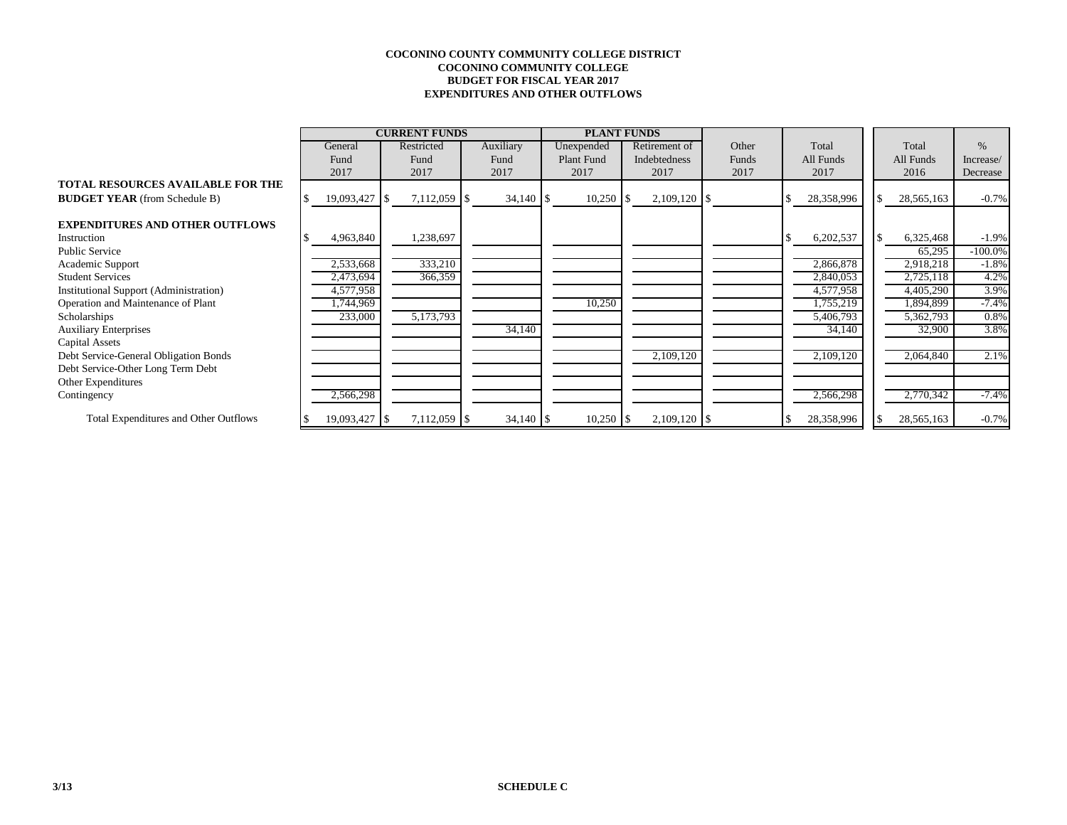**COCONINO COUNTY COMMUNITY COLLEGE DISTRICT**
**COCONINO COMMUNITY COLLEGE**
**BUDGET FOR FISCAL YEAR 2017**
**EXPENDITURES AND OTHER OUTFLOWS**

| | CURRENT FUNDS | | | PLANT FUNDS | | | | | |
|---|---|---|---|---|---|---|---|---|---|
| | General Fund 2017 | Restricted Fund 2017 | Auxiliary Fund 2017 | Unexpended Plant Fund 2017 | Retirement of Indebtedness 2017 | Other Funds 2017 | Total All Funds 2017 | Total All Funds 2016 | % Increase/ Decrease |
| **TOTAL RESOURCES AVAILABLE FOR THE BUDGET YEAR** (from Schedule B) | $ 19,093,427 | $ 7,112,059 | $ 34,140 | $ 10,250 | $ 2,109,120 | $ | $ 28,358,996 | $ 28,565,163 | -0.7% |
| **EXPENDITURES AND OTHER OUTFLOWS** | | | | | | | | | |
| Instruction | $ 4,963,840 | 1,238,697 | | | | | $ 6,202,537 | $ 6,325,468 | -1.9% |
| Public Service | | | | | | | | 65,295 | -100.0% |
| Academic Support | 2,533,668 | 333,210 | | | | | 2,866,878 | 2,918,218 | -1.8% |
| Student Services | 2,473,694 | 366,359 | | | | | 2,840,053 | 2,725,118 | 4.2% |
| Institutional Support (Administration) | 4,577,958 | | | | | | 4,577,958 | 4,405,290 | 3.9% |
| Operation and Maintenance of Plant | 1,744,969 | | | 10,250 | | | 1,755,219 | 1,894,899 | -7.4% |
| Scholarships | 233,000 | 5,173,793 | | | | | 5,406,793 | 5,362,793 | 0.8% |
| Auxiliary Enterprises | | | 34,140 | | | | 34,140 | 32,900 | 3.8% |
| Capital Assets | | | | | | | | | |
| Debt Service-General Obligation Bonds | | | | | 2,109,120 | | 2,109,120 | 2,064,840 | 2.1% |
| Debt Service-Other Long Term Debt | | | | | | | | | |
| Other Expenditures | | | | | | | | | |
| Contingency | 2,566,298 | | | | | | 2,566,298 | 2,770,342 | -7.4% |
| Total Expenditures and Other Outflows | $ 19,093,427 | $ 7,112,059 | $ 34,140 | $ 10,250 | $ 2,109,120 | $ | $ 28,358,996 | $ 28,565,163 | -0.7% |

3/13

**SCHEDULE C**